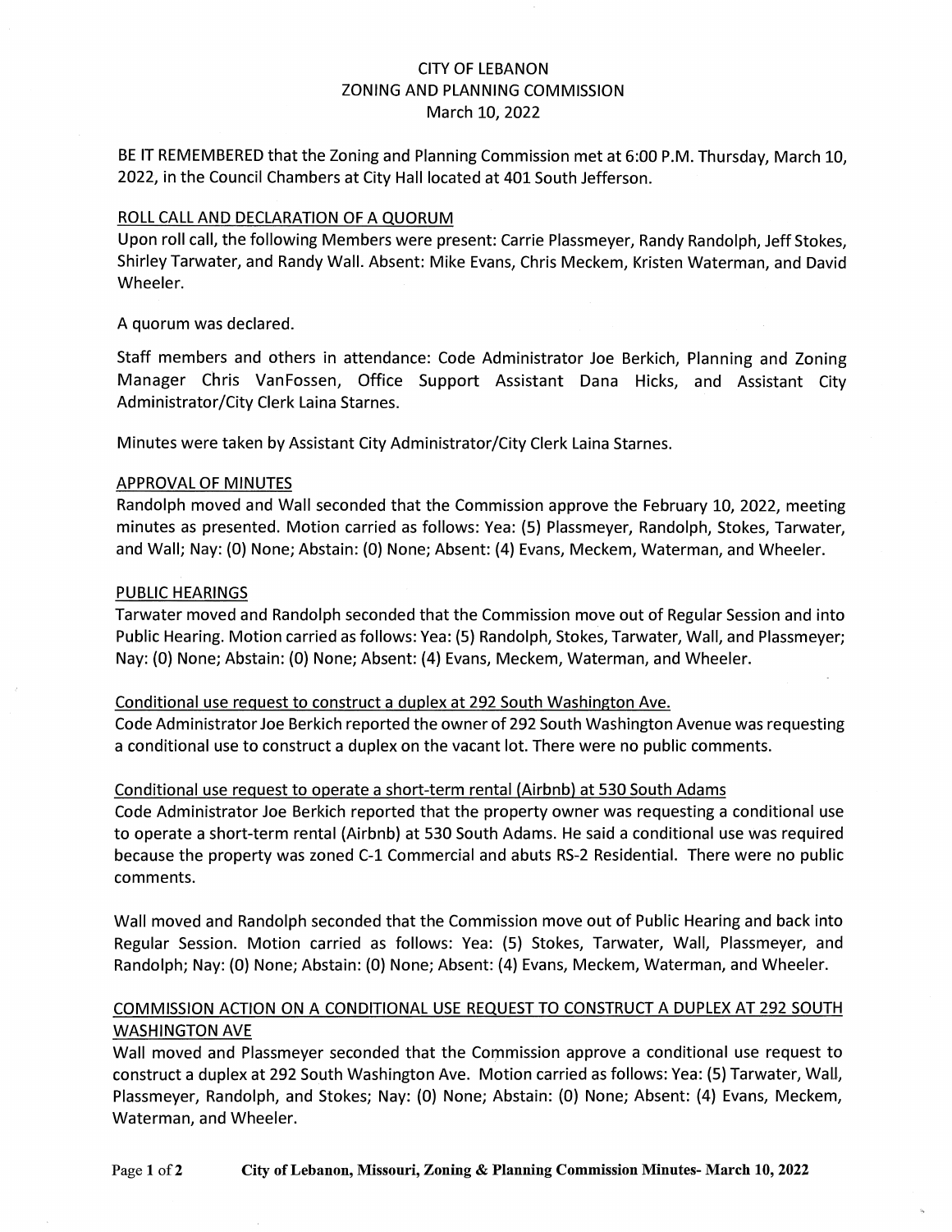# CITY OF LEBANON
## ZONING AND PLANNING COMMISSION
### March 10, 2022

BE IT REMEMBERED that the Zoning and Planning Commission met at 6:00 P.M. Thursday, March 10, 2022, in the Council Chambers at City Hall located at 401 South Jefferson.

ROLL CALL AND DECLARATION OF A QUORUM

Upon roll call, the following Members were present: Carrie Plassmeyer, Randy Randolph, Jeff Stokes, Shirley Tarwater, and Randy Wall. Absent: Mike Evans, Chris Meckem, Kristen Waterman, and David Wheeler.

A quorum was declared.

Staff members and others in attendance: Code Administrator Joe Berkich, Planning and Zoning Manager Chris VanFossen, Office Support Assistant Dana Hicks, and Assistant City Administrator/City Clerk Laina Starnes.

Minutes were taken by Assistant City Administrator/City Clerk Laina Starnes.

APPROVAL OF MINUTES

Randolph moved and Wall seconded that the Commission approve the February 10, 2022, meeting minutes as presented. Motion carried as follows: Yea: (5) Plassmeyer, Randolph, Stokes, Tarwater, and Wall; Nay: (0) None; Abstain: (0) None; Absent: (4) Evans, Meckem, Waterman, and Wheeler.

PUBLIC HEARINGS

Tarwater moved and Randolph seconded that the Commission move out of Regular Session and into Public Hearing. Motion carried as follows: Yea: (5) Randolph, Stokes, Tarwater, Wall, and Plassmeyer; Nay: (0) None; Abstain: (0) None; Absent: (4) Evans, Meckem, Waterman, and Wheeler.

Conditional use request to construct a duplex at 292 South Washington Ave.

Code Administrator Joe Berkich reported the owner of 292 South Washington Avenue was requesting a conditional use to construct a duplex on the vacant lot. There were no public comments.

Conditional use request to operate a short-term rental (Airbnb) at 530 South Adams

Code Administrator Joe Berkich reported that the property owner was requesting a conditional use to operate a short-term rental (Airbnb) at 530 South Adams. He said a conditional use was required because the property was zoned C-1 Commercial and abuts RS-2 Residential. There were no public comments.

Wall moved and Randolph seconded that the Commission move out of Public Hearing and back into Regular Session. Motion carried as follows: Yea: (5) Stokes, Tarwater, Wall, Plassmeyer, and Randolph; Nay: (0) None; Abstain: (0) None; Absent: (4) Evans, Meckem, Waterman, and Wheeler.

COMMISSION ACTION ON A CONDITIONAL USE REQUEST TO CONSTRUCT A DUPLEX AT 292 SOUTH WASHINGTON AVE

Wall moved and Plassmeyer seconded that the Commission approve a conditional use request to construct a duplex at 292 South Washington Ave. Motion carried as follows: Yea: (5) Tarwater, Wall, Plassmeyer, Randolph, and Stokes; Nay: (0) None; Abstain: (0) None; Absent: (4) Evans, Meckem, Waterman, and Wheeler.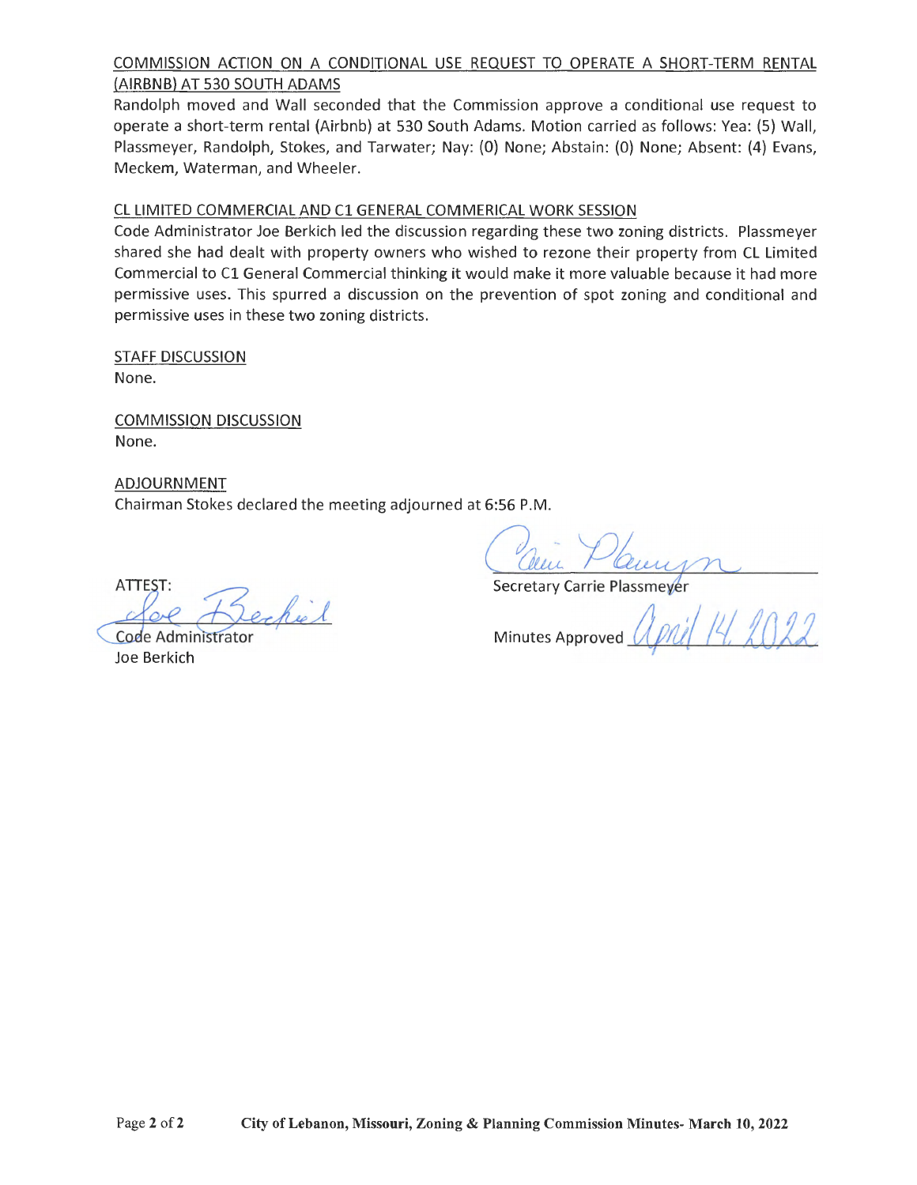COMMISSION ACTION ON A CONDITIONAL USE REQUEST TO OPERATE A SHORT-TERM RENTAL (AIRBNB) AT 530 SOUTH ADAMS

Randolph moved and Wall seconded that the Commission approve a conditional use request to operate a short-term rental (Airbnb) at 530 South Adams. Motion carried as follows: Yea: (5) Wall, Plassmeyer, Randolph, Stokes, and Tarwater; Nay: (0) None; Abstain: (0) None; Absent: (4) Evans, Meckem, Waterman, and Wheeler.

CL LIMITED COMMERCIAL AND C1 GENERAL COMMERICAL WORK SESSION

Code Administrator Joe Berkich led the discussion regarding these two zoning districts. Plassmeyer shared she had dealt with property owners who wished to rezone their property from CL Limited Commercial to C1 General Commercial thinking it would make it more valuable because it had more permissive uses. This spurred a discussion on the prevention of spot zoning and conditional and permissive uses in these two zoning districts.

STAFF DISCUSSION

None.

COMMISSION DISCUSSION

None.

ADJOURNMENT

Chairman Stokes declared the meeting adjourned at 6:56 P.M.

Secretary Carrie Plassmeyer

ATTEST:

Code Administrator
Joe Berkich

Minutes Approved April 14, 2022